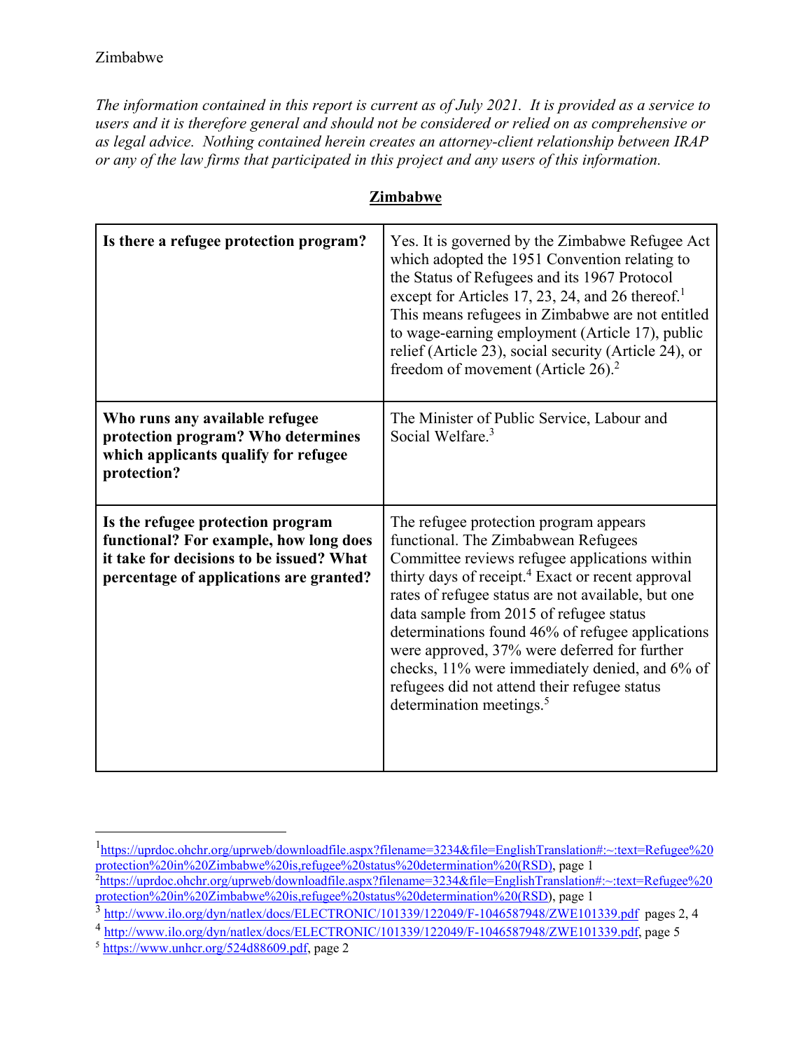Zimbabwe

*The information contained in this report is current as of July 2021. It is provided as a service to users and it is therefore general and should not be considered or relied on as comprehensive or as legal advice. Nothing contained herein creates an attorney-client relationship between IRAP or any of the law firms that participated in this project and any users of this information.*

## Zimbabwe

| **Is there a refugee protection program?** | Yes. It is governed by the Zimbabwe Refugee Act which adopted the 1951 Convention relating to the Status of Refugees and its 1967 Protocol except for Articles 17, 23, 24, and 26 thereof.[1] This means refugees in Zimbabwe are not entitled to wage-earning employment (Article 17), public relief (Article 23), social security (Article 24), or freedom of movement (Article 26).[2] |
|---|---|
| **Who runs any available refugee protection program? Who determines which applicants qualify for refugee protection?** | The Minister of Public Service, Labour and Social Welfare.[3] |
| **Is the refugee protection program functional? For example, how long does it take for decisions to be issued? What percentage of applications are granted?** | The refugee protection program appears functional. The Zimbabwean Refugees Committee reviews refugee applications within thirty days of receipt.[4] Exact or recent approval rates of refugee status are not available, but one data sample from 2015 of refugee status determinations found 46% of refugee applications were approved, 37% were deferred for further checks, 11% were immediately denied, and 6% of refugees did not attend their refugee status determination meetings.[5] |

---

[1] https://uprdoc.ohchr.org/uprweb/downloadfile.aspx?filename=3234&file=EnglishTranslation#:~:text=Refugee%20protection%20in%20Zimbabwe%20is,refugee%20status%20determination%20(RSD), page 1

[2] https://uprdoc.ohchr.org/uprweb/downloadfile.aspx?filename=3234&file=EnglishTranslation#:~:text=Refugee%20protection%20in%20Zimbabwe%20is,refugee%20status%20determination%20(RSD), page 1

[3] http://www.ilo.org/dyn/natlex/docs/ELECTRONIC/101339/122049/F-1046587948/ZWE101339.pdf pages 2, 4

[4] http://www.ilo.org/dyn/natlex/docs/ELECTRONIC/101339/122049/F-1046587948/ZWE101339.pdf, page 5

[5] https://www.unhcr.org/524d88609.pdf, page 2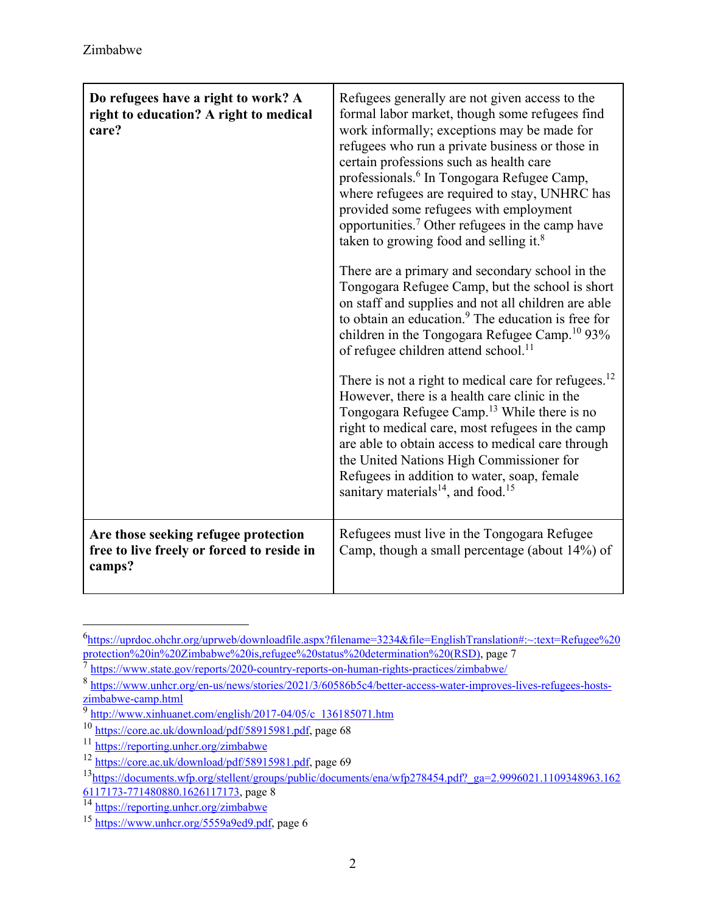Zimbabwe

| **Do refugees have a right to work? A right to education? A right to medical care?** | Refugees generally are not given access to the formal labor market, though some refugees find work informally; exceptions may be made for refugees who run a private business or those in certain professions such as health care professionals.[6] In Tongogara Refugee Camp, where refugees are required to stay, UNHRC has provided some refugees with employment opportunities.[7] Other refugees in the camp have taken to growing food and selling it.[8]<br><br>There are a primary and secondary school in the Tongogara Refugee Camp, but the school is short on staff and supplies and not all children are able to obtain an education.[9] The education is free for children in the Tongogara Refugee Camp.[10] 93% of refugee children attend school.[11]<br><br>There is not a right to medical care for refugees.[12] However, there is a health care clinic in the Tongogara Refugee Camp.[13] While there is no right to medical care, most refugees in the camp are able to obtain access to medical care through the United Nations High Commissioner for Refugees in addition to water, soap, female sanitary materials[14], and food.[15] |
|---|---|
| **Are those seeking refugee protection free to live freely or forced to reside in camps?** | Refugees must live in the Tongogara Refugee Camp, though a small percentage (about 14%) of |

[6] https://uprdoc.ohchr.org/uprweb/downloadfile.aspx?filename=3234&file=EnglishTranslation#:~:text=Refugee%20protection%20in%20Zimbabwe%20is,refugee%20status%20determination%20(RSD), page 7

[7] https://www.state.gov/reports/2020-country-reports-on-human-rights-practices/zimbabwe/

[8] https://www.unhcr.org/en-us/news/stories/2021/3/60586b5c4/better-access-water-improves-lives-refugees-hosts-zimbabwe-camp.html

[9] http://www.xinhuanet.com/english/2017-04/05/c_136185071.htm

[10] https://core.ac.uk/download/pdf/58915981.pdf, page 68

[11] https://reporting.unhcr.org/zimbabwe

[12] https://core.ac.uk/download/pdf/58915981.pdf, page 69

[13] https://documents.wfp.org/stellent/groups/public/documents/ena/wfp278454.pdf?_ga=2.9996021.1109348963.1626117173-771480880.1626117173, page 8

[14] https://reporting.unhcr.org/zimbabwe

[15] https://www.unhcr.org/5559a9ed9.pdf, page 6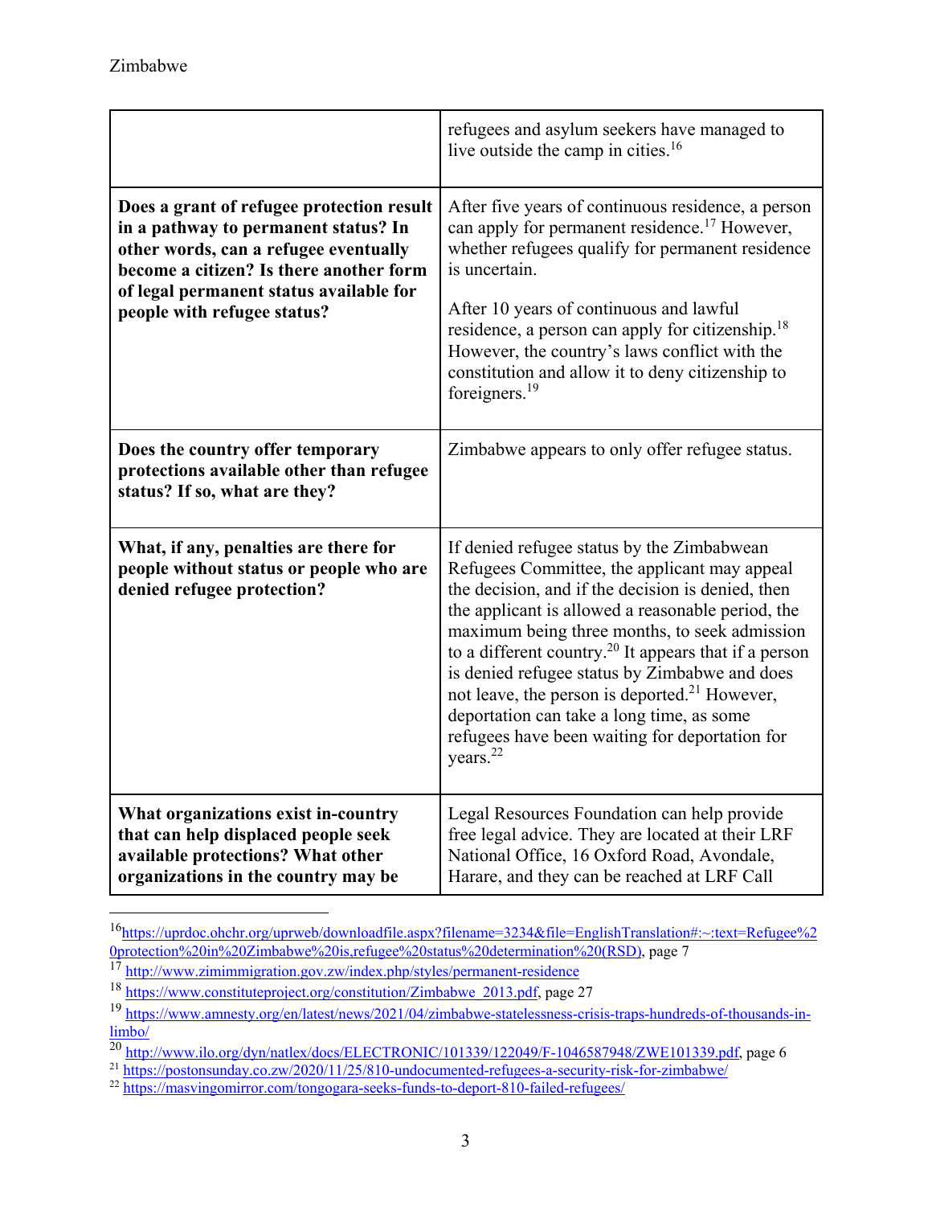|  |  |
| --- | --- |
|  | refugees and asylum seekers have managed to live outside the camp in cities.[16] |
| **Does a grant of refugee protection result in a pathway to permanent status? In other words, can a refugee eventually become a citizen? Is there another form of legal permanent status available for people with refugee status?** | After five years of continuous residence, a person can apply for permanent residence.[17] However, whether refugees qualify for permanent residence is uncertain.<br><br>After 10 years of continuous and lawful residence, a person can apply for citizenship.[18] However, the country's laws conflict with the constitution and allow it to deny citizenship to foreigners.[19] |
| **Does the country offer temporary protections available other than refugee status? If so, what are they?** | Zimbabwe appears to only offer refugee status. |
| **What, if any, penalties are there for people without status or people who are denied refugee protection?** | If denied refugee status by the Zimbabwean Refugees Committee, the applicant may appeal the decision, and if the decision is denied, then the applicant is allowed a reasonable period, the maximum being three months, to seek admission to a different country.[20] It appears that if a person is denied refugee status by Zimbabwe and does not leave, the person is deported.[21] However, deportation can take a long time, as some refugees have been waiting for deportation for years.[22] |
| **What organizations exist in-country that can help displaced people seek available protections? What other organizations in the country may be** | Legal Resources Foundation can help provide free legal advice. They are located at their LRF National Office, 16 Oxford Road, Avondale, Harare, and they can be reached at LRF Call |

[16] https://uprdoc.ohchr.org/uprweb/downloadfile.aspx?filename=3234&file=EnglishTranslation#:~:text=Refugee%20protection%20in%20Zimbabwe%20is,refugee%20status%20determination%20(RSD), page 7

[17] http://www.zimimmigration.gov.zw/index.php/styles/permanent-residence

[18] https://www.constituteproject.org/constitution/Zimbabwe_2013.pdf, page 27

[19] https://www.amnesty.org/en/latest/news/2021/04/zimbabwe-statelessness-crisis-traps-hundreds-of-thousands-in-limbo/

[20] http://www.ilo.org/dyn/natlex/docs/ELECTRONIC/101339/122049/F-1046587948/ZWE101339.pdf, page 6

[21] https://postonsunday.co.zw/2020/11/25/810-undocumented-refugees-a-security-risk-for-zimbabwe/

[22] https://masvingomirror.com/tongogara-seeks-funds-to-deport-810-failed-refugees/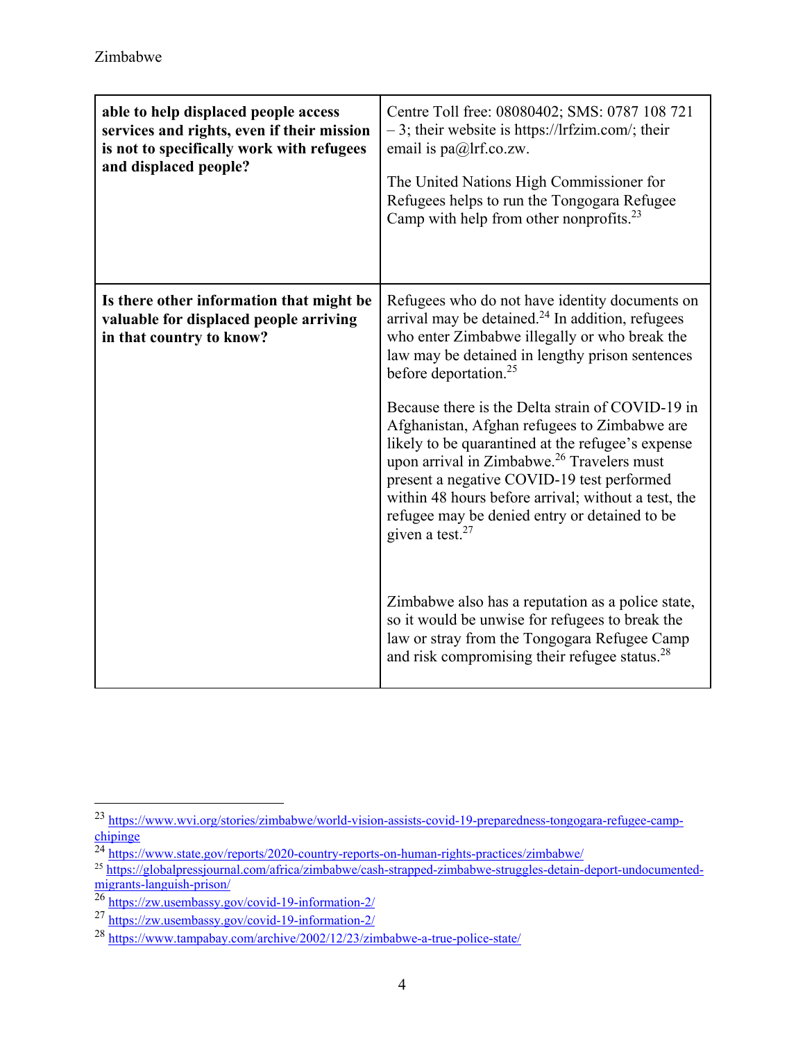| | |
|---|---|
| **able to help displaced people access services and rights, even if their mission is not to specifically work with refugees and displaced people?** | Centre Toll free: 08080402; SMS: 0787 108 721 – 3; their website is https://lrfzim.com/; their email is pa@lrf.co.zw.<br><br>The United Nations High Commissioner for Refugees helps to run the Tongogara Refugee Camp with help from other nonprofits.[23] |
| **Is there other information that might be valuable for displaced people arriving in that country to know?** | Refugees who do not have identity documents on arrival may be detained.[24] In addition, refugees who enter Zimbabwe illegally or who break the law may be detained in lengthy prison sentences before deportation.[25]<br><br>Because there is the Delta strain of COVID-19 in Afghanistan, Afghan refugees to Zimbabwe are likely to be quarantined at the refugee's expense upon arrival in Zimbabwe.[26] Travelers must present a negative COVID-19 test performed within 48 hours before arrival; without a test, the refugee may be denied entry or detained to be given a test.[27]<br><br>Zimbabwe also has a reputation as a police state, so it would be unwise for refugees to break the law or stray from the Tongogara Refugee Camp and risk compromising their refugee status.[28] |

[23] https://www.wvi.org/stories/zimbabwe/world-vision-assists-covid-19-preparedness-tongogara-refugee-camp-chipinge

[24] https://www.state.gov/reports/2020-country-reports-on-human-rights-practices/zimbabwe/

[25] https://globalpressjournal.com/africa/zimbabwe/cash-strapped-zimbabwe-struggles-detain-deport-undocumented-migrants-languish-prison/

[26] https://zw.usembassy.gov/covid-19-information-2/

[27] https://zw.usembassy.gov/covid-19-information-2/

[28] https://www.tampabay.com/archive/2002/12/23/zimbabwe-a-true-police-state/